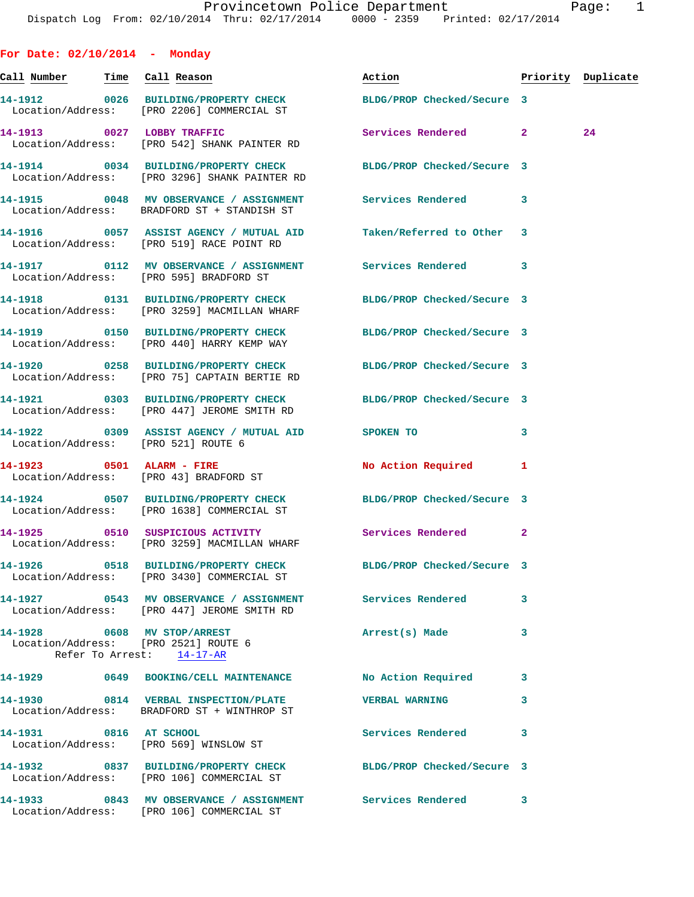# Provincetown Police Department

Dispatch Log From: 02/10/2014 Thru: 02/17/2014 0000 - 2359 Printed: 02/17/2014

## For Date: 02/10/2014 - Monday

| Call Number | Time | Call Reason | Action | Priority | Duplicate |
|---|---|---|---|---|---|
| 14-1912 | 0026 | BUILDING/PROPERTY CHECK | BLDG/PROP Checked/Secure | 3 | |
| | | Location/Address: [PRO 2206] COMMERCIAL ST | | | |
| 14-1913 | 0027 | LOBBY TRAFFIC | Services Rendered | 2 | 24 |
| | | Location/Address: [PRO 542] SHANK PAINTER RD | | | |
| 14-1914 | 0034 | BUILDING/PROPERTY CHECK | BLDG/PROP Checked/Secure | 3 | |
| | | Location/Address: [PRO 3296] SHANK PAINTER RD | | | |
| 14-1915 | 0048 | MV OBSERVANCE / ASSIGNMENT | Services Rendered | 3 | |
| | | Location/Address: BRADFORD ST + STANDISH ST | | | |
| 14-1916 | 0057 | ASSIST AGENCY / MUTUAL AID | Taken/Referred to Other | 3 | |
| | | Location/Address: [PRO 519] RACE POINT RD | | | |
| 14-1917 | 0112 | MV OBSERVANCE / ASSIGNMENT | Services Rendered | 3 | |
| | | Location/Address: [PRO 595] BRADFORD ST | | | |
| 14-1918 | 0131 | BUILDING/PROPERTY CHECK | BLDG/PROP Checked/Secure | 3 | |
| | | Location/Address: [PRO 3259] MACMILLAN WHARF | | | |
| 14-1919 | 0150 | BUILDING/PROPERTY CHECK | BLDG/PROP Checked/Secure | 3 | |
| | | Location/Address: [PRO 440] HARRY KEMP WAY | | | |
| 14-1920 | 0258 | BUILDING/PROPERTY CHECK | BLDG/PROP Checked/Secure | 3 | |
| | | Location/Address: [PRO 75] CAPTAIN BERTIE RD | | | |
| 14-1921 | 0303 | BUILDING/PROPERTY CHECK | BLDG/PROP Checked/Secure | 3 | |
| | | Location/Address: [PRO 447] JEROME SMITH RD | | | |
| 14-1922 | 0309 | ASSIST AGENCY / MUTUAL AID | SPOKEN TO | 3 | |
| | | Location/Address: [PRO 521] ROUTE 6 | | | |
| 14-1923 | 0501 | ALARM - FIRE | No Action Required | 1 | |
| | | Location/Address: [PRO 43] BRADFORD ST | | | |
| 14-1924 | 0507 | BUILDING/PROPERTY CHECK | BLDG/PROP Checked/Secure | 3 | |
| | | Location/Address: [PRO 1638] COMMERCIAL ST | | | |
| 14-1925 | 0510 | SUSPICIOUS ACTIVITY | Services Rendered | 2 | |
| | | Location/Address: [PRO 3259] MACMILLAN WHARF | | | |
| 14-1926 | 0518 | BUILDING/PROPERTY CHECK | BLDG/PROP Checked/Secure | 3 | |
| | | Location/Address: [PRO 3430] COMMERCIAL ST | | | |
| 14-1927 | 0543 | MV OBSERVANCE / ASSIGNMENT | Services Rendered | 3 | |
| | | Location/Address: [PRO 447] JEROME SMITH RD | | | |
| 14-1928 | 0608 | MV STOP/ARREST | Arrest(s) Made | 3 | |
| | | Location/Address: [PRO 2521] ROUTE 6 | | | |
| | | Refer To Arrest: 14-17-AR | | | |
| 14-1929 | 0649 | BOOKING/CELL MAINTENANCE | No Action Required | 3 | |
| 14-1930 | 0814 | VERBAL INSPECTION/PLATE | VERBAL WARNING | 3 | |
| | | Location/Address: BRADFORD ST + WINTHROP ST | | | |
| 14-1931 | 0816 | AT SCHOOL | Services Rendered | 3 | |
| | | Location/Address: [PRO 569] WINSLOW ST | | | |
| 14-1932 | 0837 | BUILDING/PROPERTY CHECK | BLDG/PROP Checked/Secure | 3 | |
| | | Location/Address: [PRO 106] COMMERCIAL ST | | | |
| 14-1933 | 0843 | MV OBSERVANCE / ASSIGNMENT | Services Rendered | 3 | |
| | | Location/Address: [PRO 106] COMMERCIAL ST | | | |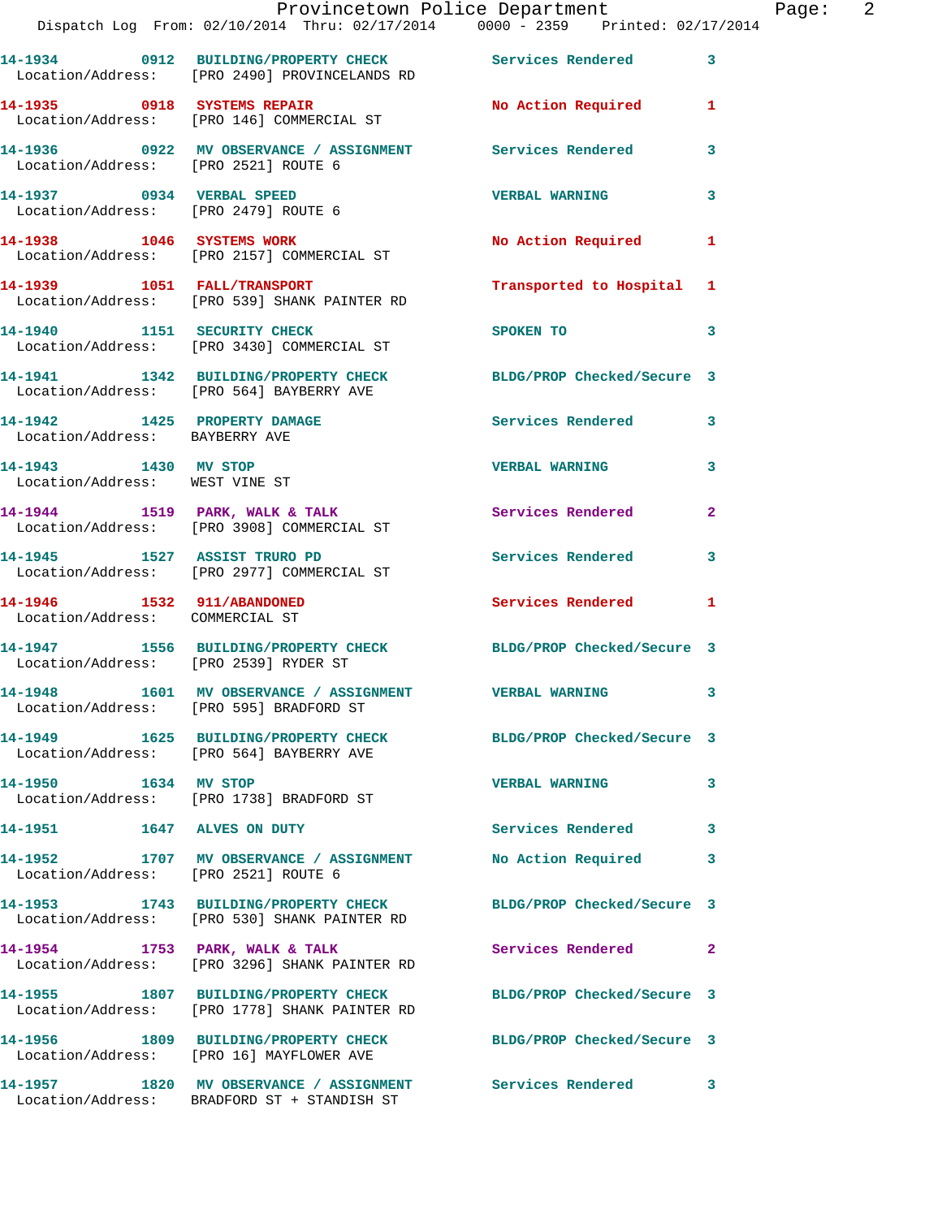14-1934 0912 BUILDING/PROPERTY CHECK Services Rendered 3
Location/Address: [PRO 2490] PROVINCELANDS RD

14-1935 0918 SYSTEMS REPAIR No Action Required 1
Location/Address: [PRO 146] COMMERCIAL ST

14-1936 0922 MV OBSERVANCE / ASSIGNMENT Services Rendered 3
Location/Address: [PRO 2521] ROUTE 6

14-1937 0934 VERBAL SPEED VERBAL WARNING 3
Location/Address: [PRO 2479] ROUTE 6

14-1938 1046 SYSTEMS WORK No Action Required 1
Location/Address: [PRO 2157] COMMERCIAL ST

14-1939 1051 FALL/TRANSPORT Transported to Hospital 1
Location/Address: [PRO 539] SHANK PAINTER RD

14-1940 1151 SECURITY CHECK SPOKEN TO 3
Location/Address: [PRO 3430] COMMERCIAL ST

14-1941 1342 BUILDING/PROPERTY CHECK BLDG/PROP Checked/Secure 3
Location/Address: [PRO 564] BAYBERRY AVE

14-1942 1425 PROPERTY DAMAGE Services Rendered 3
Location/Address: BAYBERRY AVE

14-1943 1430 MV STOP VERBAL WARNING 3
Location/Address: WEST VINE ST

14-1944 1519 PARK, WALK & TALK Services Rendered 2
Location/Address: [PRO 3908] COMMERCIAL ST

14-1945 1527 ASSIST TRURO PD Services Rendered 3
Location/Address: [PRO 2977] COMMERCIAL ST

14-1946 1532 911/ABANDONED Services Rendered 1
Location/Address: COMMERCIAL ST

14-1947 1556 BUILDING/PROPERTY CHECK BLDG/PROP Checked/Secure 3
Location/Address: [PRO 2539] RYDER ST

14-1948 1601 MV OBSERVANCE / ASSIGNMENT VERBAL WARNING 3
Location/Address: [PRO 595] BRADFORD ST

14-1949 1625 BUILDING/PROPERTY CHECK BLDG/PROP Checked/Secure 3
Location/Address: [PRO 564] BAYBERRY AVE

14-1950 1634 MV STOP VERBAL WARNING 3
Location/Address: [PRO 1738] BRADFORD ST

14-1951 1647 ALVES ON DUTY Services Rendered 3

14-1952 1707 MV OBSERVANCE / ASSIGNMENT No Action Required 3
Location/Address: [PRO 2521] ROUTE 6

14-1953 1743 BUILDING/PROPERTY CHECK BLDG/PROP Checked/Secure 3
Location/Address: [PRO 530] SHANK PAINTER RD

14-1954 1753 PARK, WALK & TALK Services Rendered 2
Location/Address: [PRO 3296] SHANK PAINTER RD

14-1955 1807 BUILDING/PROPERTY CHECK BLDG/PROP Checked/Secure 3
Location/Address: [PRO 1778] SHANK PAINTER RD

14-1956 1809 BUILDING/PROPERTY CHECK BLDG/PROP Checked/Secure 3
Location/Address: [PRO 16] MAYFLOWER AVE

14-1957 1820 MV OBSERVANCE / ASSIGNMENT Services Rendered 3
Location/Address: BRADFORD ST + STANDISH ST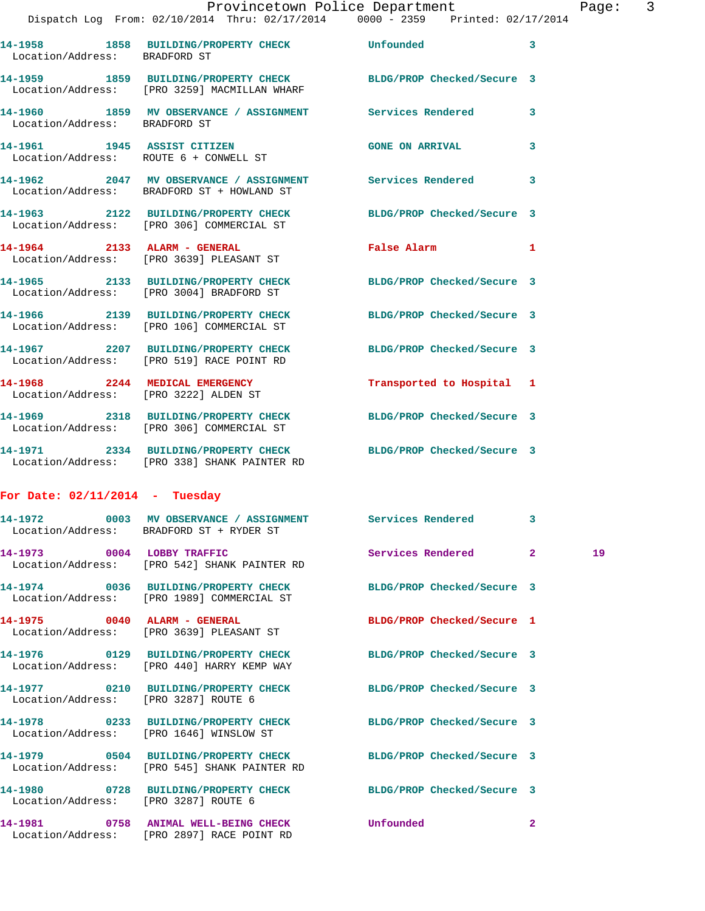14-1958 1858 BUILDING/PROPERTY CHECK Unfounded 3
Location/Address: BRADFORD ST

14-1959 1859 BUILDING/PROPERTY CHECK BLDG/PROP Checked/Secure 3
Location/Address: [PRO 3259] MACMILLAN WHARF

14-1960 1859 MV OBSERVANCE / ASSIGNMENT Services Rendered 3
Location/Address: BRADFORD ST

14-1961 1945 ASSIST CITIZEN GONE ON ARRIVAL 3
Location/Address: ROUTE 6 + CONWELL ST

14-1962 2047 MV OBSERVANCE / ASSIGNMENT Services Rendered 3
Location/Address: BRADFORD ST + HOWLAND ST

14-1963 2122 BUILDING/PROPERTY CHECK BLDG/PROP Checked/Secure 3
Location/Address: [PRO 306] COMMERCIAL ST

14-1964 2133 ALARM - GENERAL False Alarm 1
Location/Address: [PRO 3639] PLEASANT ST

14-1965 2133 BUILDING/PROPERTY CHECK BLDG/PROP Checked/Secure 3
Location/Address: [PRO 3004] BRADFORD ST

14-1966 2139 BUILDING/PROPERTY CHECK BLDG/PROP Checked/Secure 3
Location/Address: [PRO 106] COMMERCIAL ST

14-1967 2207 BUILDING/PROPERTY CHECK BLDG/PROP Checked/Secure 3
Location/Address: [PRO 519] RACE POINT RD

14-1968 2244 MEDICAL EMERGENCY Transported to Hospital 1
Location/Address: [PRO 3222] ALDEN ST

14-1969 2318 BUILDING/PROPERTY CHECK BLDG/PROP Checked/Secure 3
Location/Address: [PRO 306] COMMERCIAL ST

14-1971 2334 BUILDING/PROPERTY CHECK BLDG/PROP Checked/Secure 3
Location/Address: [PRO 338] SHANK PAINTER RD

## For Date: 02/11/2014 - Tuesday

14-1972 0003 MV OBSERVANCE / ASSIGNMENT Services Rendered 3
Location/Address: BRADFORD ST + RYDER ST

14-1973 0004 LOBBY TRAFFIC Services Rendered 2 19
Location/Address: [PRO 542] SHANK PAINTER RD

14-1974 0036 BUILDING/PROPERTY CHECK BLDG/PROP Checked/Secure 3
Location/Address: [PRO 1989] COMMERCIAL ST

14-1975 0040 ALARM - GENERAL BLDG/PROP Checked/Secure 1
Location/Address: [PRO 3639] PLEASANT ST

14-1976 0129 BUILDING/PROPERTY CHECK BLDG/PROP Checked/Secure 3
Location/Address: [PRO 440] HARRY KEMP WAY

14-1977 0210 BUILDING/PROPERTY CHECK BLDG/PROP Checked/Secure 3
Location/Address: [PRO 3287] ROUTE 6

14-1978 0233 BUILDING/PROPERTY CHECK BLDG/PROP Checked/Secure 3
Location/Address: [PRO 1646] WINSLOW ST

14-1979 0504 BUILDING/PROPERTY CHECK BLDG/PROP Checked/Secure 3
Location/Address: [PRO 545] SHANK PAINTER RD

14-1980 0728 BUILDING/PROPERTY CHECK BLDG/PROP Checked/Secure 3
Location/Address: [PRO 3287] ROUTE 6

14-1981 0758 ANIMAL WELL-BEING CHECK Unfounded 2
Location/Address: [PRO 2897] RACE POINT RD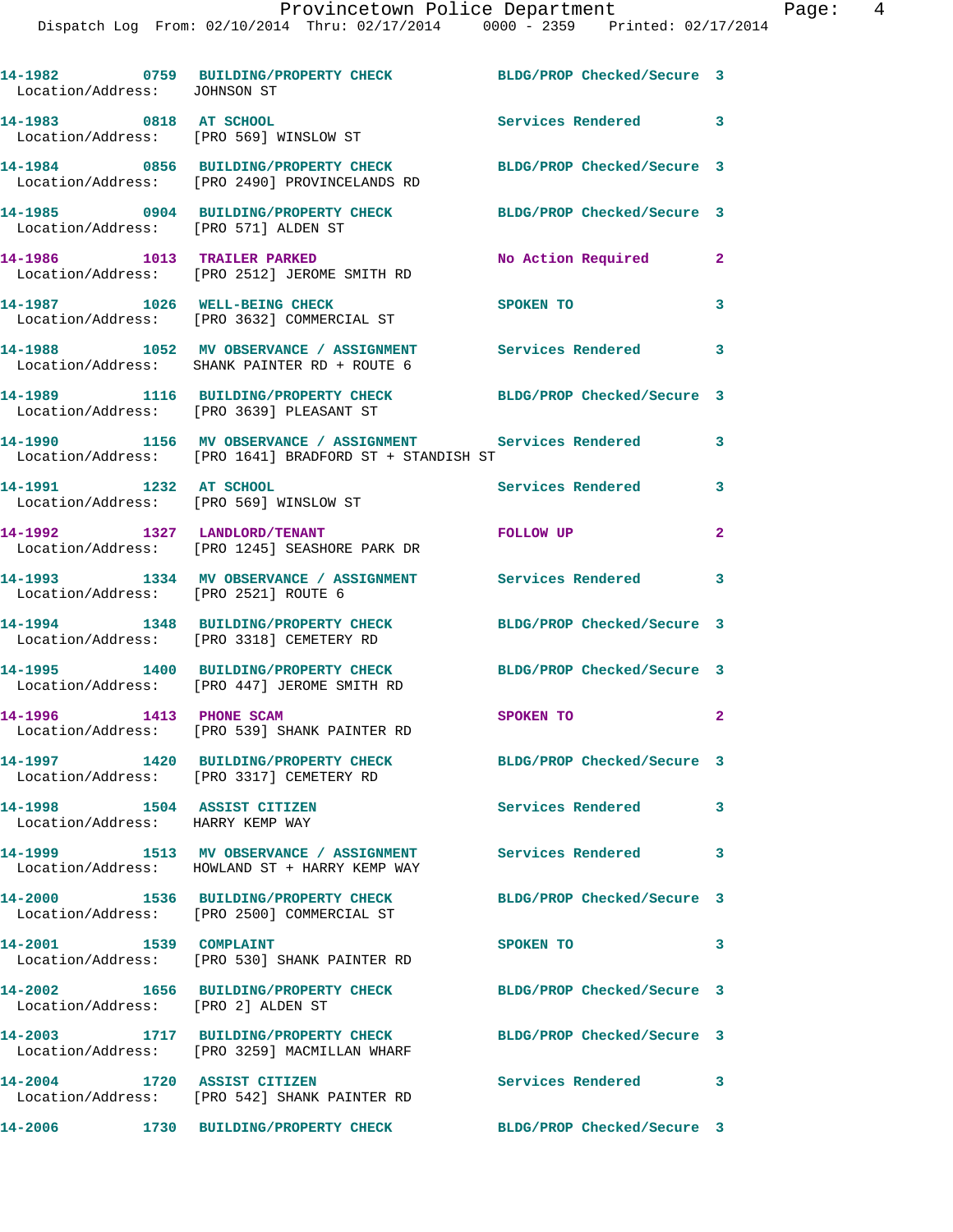| Call # | Time | Call Reason | Action | Priority |
|---|---|---|---|---|
| 14-1982 | 0759 | BUILDING/PROPERTY CHECK<br>Location/Address: JOHNSON ST | BLDG/PROP Checked/Secure | 3 |
| 14-1983 | 0818 | AT SCHOOL<br>Location/Address: [PRO 569] WINSLOW ST | Services Rendered | 3 |
| 14-1984 | 0856 | BUILDING/PROPERTY CHECK<br>Location/Address: [PRO 2490] PROVINCELANDS RD | BLDG/PROP Checked/Secure | 3 |
| 14-1985 | 0904 | BUILDING/PROPERTY CHECK<br>Location/Address: [PRO 571] ALDEN ST | BLDG/PROP Checked/Secure | 3 |
| 14-1986 | 1013 | TRAILER PARKED<br>Location/Address: [PRO 2512] JEROME SMITH RD | No Action Required | 2 |
| 14-1987 | 1026 | WELL-BEING CHECK<br>Location/Address: [PRO 3632] COMMERCIAL ST | SPOKEN TO | 3 |
| 14-1988 | 1052 | MV OBSERVANCE / ASSIGNMENT<br>Location/Address: SHANK PAINTER RD + ROUTE 6 | Services Rendered | 3 |
| 14-1989 | 1116 | BUILDING/PROPERTY CHECK<br>Location/Address: [PRO 3639] PLEASANT ST | BLDG/PROP Checked/Secure | 3 |
| 14-1990 | 1156 | MV OBSERVANCE / ASSIGNMENT<br>Location/Address: [PRO 1641] BRADFORD ST + STANDISH ST | Services Rendered | 3 |
| 14-1991 | 1232 | AT SCHOOL<br>Location/Address: [PRO 569] WINSLOW ST | Services Rendered | 3 |
| 14-1992 | 1327 | LANDLORD/TENANT<br>Location/Address: [PRO 1245] SEASHORE PARK DR | FOLLOW UP | 2 |
| 14-1993 | 1334 | MV OBSERVANCE / ASSIGNMENT<br>Location/Address: [PRO 2521] ROUTE 6 | Services Rendered | 3 |
| 14-1994 | 1348 | BUILDING/PROPERTY CHECK<br>Location/Address: [PRO 3318] CEMETERY RD | BLDG/PROP Checked/Secure | 3 |
| 14-1995 | 1400 | BUILDING/PROPERTY CHECK<br>Location/Address: [PRO 447] JEROME SMITH RD | BLDG/PROP Checked/Secure | 3 |
| 14-1996 | 1413 | PHONE SCAM<br>Location/Address: [PRO 539] SHANK PAINTER RD | SPOKEN TO | 2 |
| 14-1997 | 1420 | BUILDING/PROPERTY CHECK<br>Location/Address: [PRO 3317] CEMETERY RD | BLDG/PROP Checked/Secure | 3 |
| 14-1998 | 1504 | ASSIST CITIZEN<br>Location/Address: HARRY KEMP WAY | Services Rendered | 3 |
| 14-1999 | 1513 | MV OBSERVANCE / ASSIGNMENT<br>Location/Address: HOWLAND ST + HARRY KEMP WAY | Services Rendered | 3 |
| 14-2000 | 1536 | BUILDING/PROPERTY CHECK<br>Location/Address: [PRO 2500] COMMERCIAL ST | BLDG/PROP Checked/Secure | 3 |
| 14-2001 | 1539 | COMPLAINT<br>Location/Address: [PRO 530] SHANK PAINTER RD | SPOKEN TO | 3 |
| 14-2002 | 1656 | BUILDING/PROPERTY CHECK<br>Location/Address: [PRO 2] ALDEN ST | BLDG/PROP Checked/Secure | 3 |
| 14-2003 | 1717 | BUILDING/PROPERTY CHECK<br>Location/Address: [PRO 3259] MACMILLAN WHARF | BLDG/PROP Checked/Secure | 3 |
| 14-2004 | 1720 | ASSIST CITIZEN<br>Location/Address: [PRO 542] SHANK PAINTER RD | Services Rendered | 3 |
| 14-2006 | 1730 | BUILDING/PROPERTY CHECK | BLDG/PROP Checked/Secure | 3 |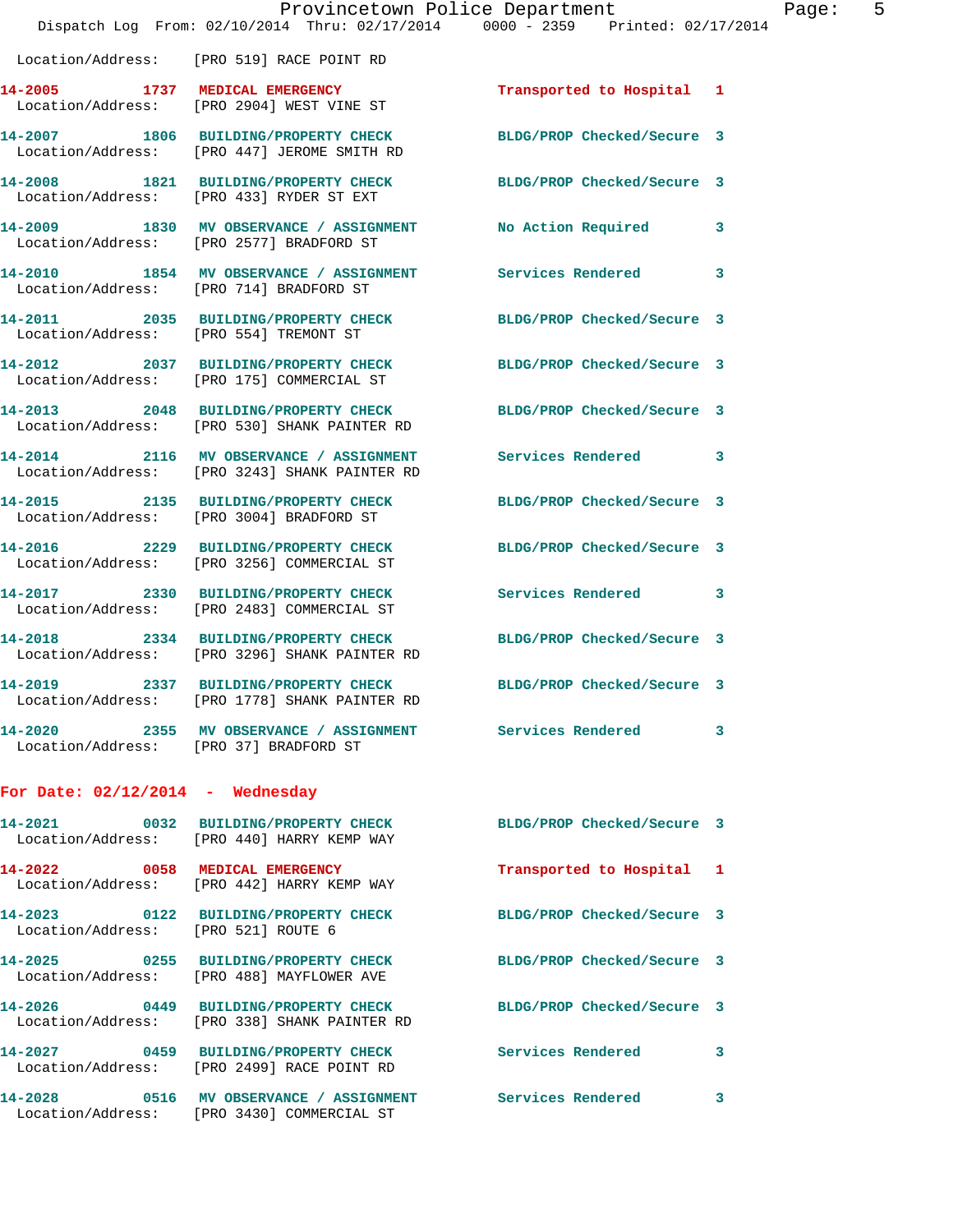Location/Address: [PRO 519] RACE POINT RD

**14-2005 1737 MEDICAL EMERGENCY** Transported to Hospital 1
Location/Address: [PRO 2904] WEST VINE ST

**14-2007 1806 BUILDING/PROPERTY CHECK** BLDG/PROP Checked/Secure 3
Location/Address: [PRO 447] JEROME SMITH RD

**14-2008 1821 BUILDING/PROPERTY CHECK** BLDG/PROP Checked/Secure 3
Location/Address: [PRO 433] RYDER ST EXT

**14-2009 1830 MV OBSERVANCE / ASSIGNMENT** No Action Required 3
Location/Address: [PRO 2577] BRADFORD ST

**14-2010 1854 MV OBSERVANCE / ASSIGNMENT** Services Rendered 3
Location/Address: [PRO 714] BRADFORD ST

**14-2011 2035 BUILDING/PROPERTY CHECK** BLDG/PROP Checked/Secure 3
Location/Address: [PRO 554] TREMONT ST

**14-2012 2037 BUILDING/PROPERTY CHECK** BLDG/PROP Checked/Secure 3
Location/Address: [PRO 175] COMMERCIAL ST

**14-2013 2048 BUILDING/PROPERTY CHECK** BLDG/PROP Checked/Secure 3
Location/Address: [PRO 530] SHANK PAINTER RD

**14-2014 2116 MV OBSERVANCE / ASSIGNMENT** Services Rendered 3
Location/Address: [PRO 3243] SHANK PAINTER RD

**14-2015 2135 BUILDING/PROPERTY CHECK** BLDG/PROP Checked/Secure 3
Location/Address: [PRO 3004] BRADFORD ST

**14-2016 2229 BUILDING/PROPERTY CHECK** BLDG/PROP Checked/Secure 3
Location/Address: [PRO 3256] COMMERCIAL ST

**14-2017 2330 BUILDING/PROPERTY CHECK** Services Rendered 3
Location/Address: [PRO 2483] COMMERCIAL ST

**14-2018 2334 BUILDING/PROPERTY CHECK** BLDG/PROP Checked/Secure 3
Location/Address: [PRO 3296] SHANK PAINTER RD

**14-2019 2337 BUILDING/PROPERTY CHECK** BLDG/PROP Checked/Secure 3
Location/Address: [PRO 1778] SHANK PAINTER RD

**14-2020 2355 MV OBSERVANCE / ASSIGNMENT** Services Rendered 3
Location/Address: [PRO 37] BRADFORD ST

## For Date: 02/12/2014 - Wednesday

**14-2021 0032 BUILDING/PROPERTY CHECK** BLDG/PROP Checked/Secure 3
Location/Address: [PRO 440] HARRY KEMP WAY

**14-2022 0058 MEDICAL EMERGENCY** Transported to Hospital 1
Location/Address: [PRO 442] HARRY KEMP WAY

**14-2023 0122 BUILDING/PROPERTY CHECK** BLDG/PROP Checked/Secure 3
Location/Address: [PRO 521] ROUTE 6

**14-2025 0255 BUILDING/PROPERTY CHECK** BLDG/PROP Checked/Secure 3
Location/Address: [PRO 488] MAYFLOWER AVE

**14-2026 0449 BUILDING/PROPERTY CHECK** BLDG/PROP Checked/Secure 3
Location/Address: [PRO 338] SHANK PAINTER RD

**14-2027 0459 BUILDING/PROPERTY CHECK** Services Rendered 3
Location/Address: [PRO 2499] RACE POINT RD

**14-2028 0516 MV OBSERVANCE / ASSIGNMENT** Services Rendered 3
Location/Address: [PRO 3430] COMMERCIAL ST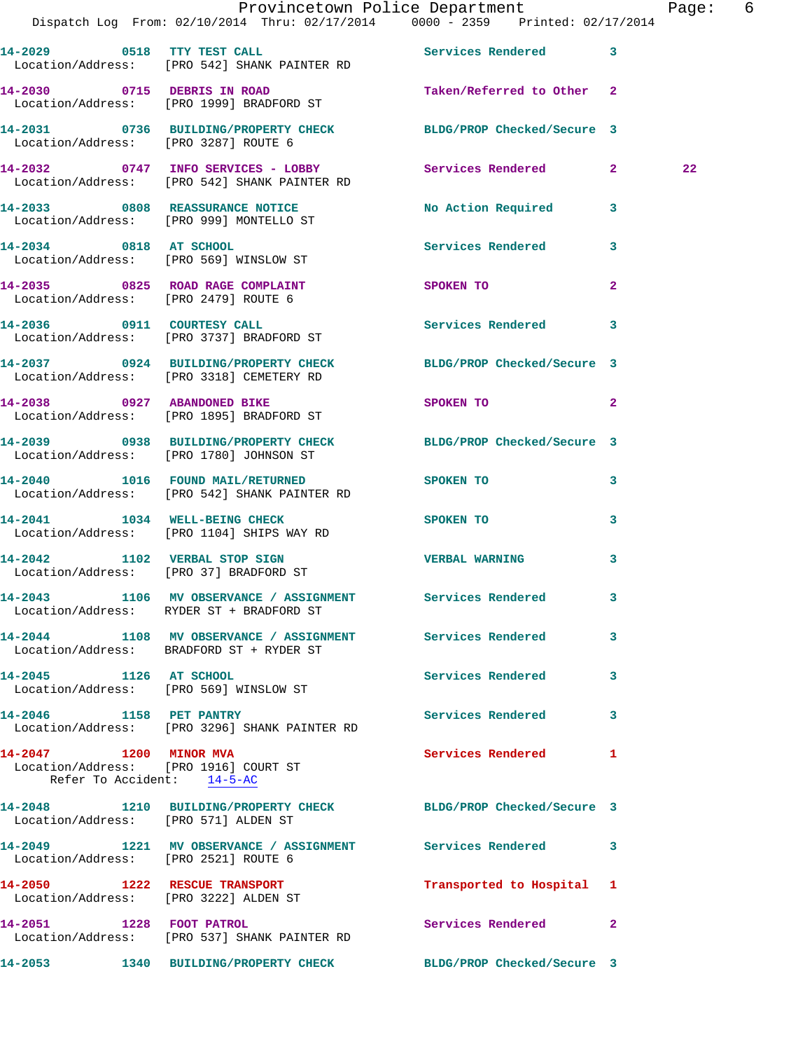14-2029 0518 TTY TEST CALL Services Rendered 3
Location/Address: [PRO 542] SHANK PAINTER RD

14-2030 0715 DEBRIS IN ROAD Taken/Referred to Other 2
Location/Address: [PRO 1999] BRADFORD ST

14-2031 0736 BUILDING/PROPERTY CHECK BLDG/PROP Checked/Secure 3
Location/Address: [PRO 3287] ROUTE 6

14-2032 0747 INFO SERVICES - LOBBY Services Rendered 2 22
Location/Address: [PRO 542] SHANK PAINTER RD

14-2033 0808 REASSURANCE NOTICE No Action Required 3
Location/Address: [PRO 999] MONTELLO ST

14-2034 0818 AT SCHOOL Services Rendered 3
Location/Address: [PRO 569] WINSLOW ST

14-2035 0825 ROAD RAGE COMPLAINT SPOKEN TO 2
Location/Address: [PRO 2479] ROUTE 6

14-2036 0911 COURTESY CALL Services Rendered 3
Location/Address: [PRO 3737] BRADFORD ST

14-2037 0924 BUILDING/PROPERTY CHECK BLDG/PROP Checked/Secure 3
Location/Address: [PRO 3318] CEMETERY RD

14-2038 0927 ABANDONED BIKE SPOKEN TO 2
Location/Address: [PRO 1895] BRADFORD ST

14-2039 0938 BUILDING/PROPERTY CHECK BLDG/PROP Checked/Secure 3
Location/Address: [PRO 1780] JOHNSON ST

14-2040 1016 FOUND MAIL/RETURNED SPOKEN TO 3
Location/Address: [PRO 542] SHANK PAINTER RD

14-2041 1034 WELL-BEING CHECK SPOKEN TO 3
Location/Address: [PRO 1104] SHIPS WAY RD

14-2042 1102 VERBAL STOP SIGN VERBAL WARNING 3
Location/Address: [PRO 37] BRADFORD ST

14-2043 1106 MV OBSERVANCE / ASSIGNMENT Services Rendered 3
Location/Address: RYDER ST + BRADFORD ST

14-2044 1108 MV OBSERVANCE / ASSIGNMENT Services Rendered 3
Location/Address: BRADFORD ST + RYDER ST

14-2045 1126 AT SCHOOL Services Rendered 3
Location/Address: [PRO 569] WINSLOW ST

14-2046 1158 PET PANTRY Services Rendered 3
Location/Address: [PRO 3296] SHANK PAINTER RD

14-2047 1200 MINOR MVA Services Rendered 1
Location/Address: [PRO 1916] COURT ST
Refer To Accident: 14-5-AC

14-2048 1210 BUILDING/PROPERTY CHECK BLDG/PROP Checked/Secure 3
Location/Address: [PRO 571] ALDEN ST

14-2049 1221 MV OBSERVANCE / ASSIGNMENT Services Rendered 3
Location/Address: [PRO 2521] ROUTE 6

14-2050 1222 RESCUE TRANSPORT Transported to Hospital 1
Location/Address: [PRO 3222] ALDEN ST

14-2051 1228 FOOT PATROL Services Rendered 2
Location/Address: [PRO 537] SHANK PAINTER RD

14-2053 1340 BUILDING/PROPERTY CHECK BLDG/PROP Checked/Secure 3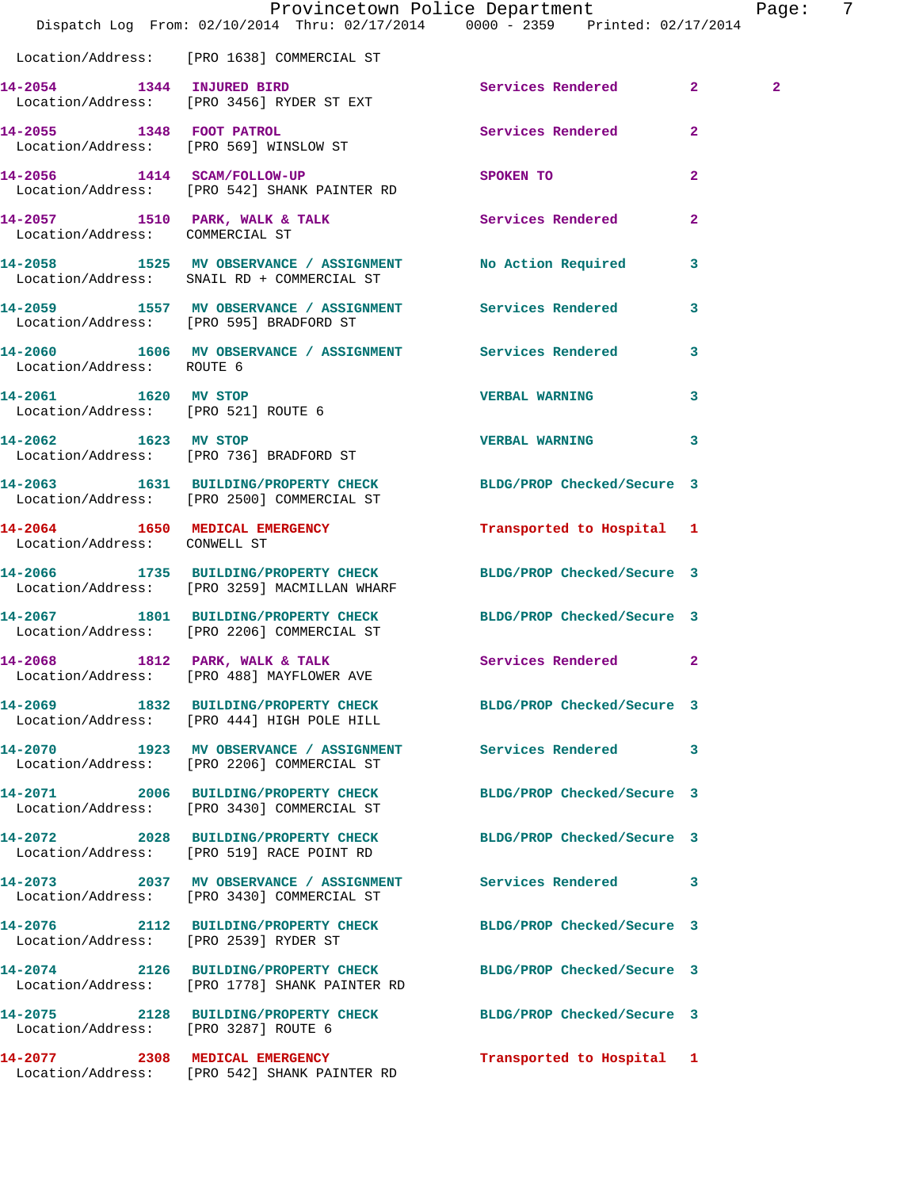Location/Address: [PRO 1638] COMMERCIAL ST

| Call # | Time | Call Reason | Action | Priority | |
|---|---|---|---|---|---|
| 14-2054 | 1344 | INJURED BIRD | Services Rendered | 2 | 2 |
| | | Location/Address: [PRO 3456] RYDER ST EXT | | | |
| 14-2055 | 1348 | FOOT PATROL | Services Rendered | 2 | |
| | | Location/Address: [PRO 569] WINSLOW ST | | | |
| 14-2056 | 1414 | SCAM/FOLLOW-UP | SPOKEN TO | 2 | |
| | | Location/Address: [PRO 542] SHANK PAINTER RD | | | |
| 14-2057 | 1510 | PARK, WALK & TALK | Services Rendered | 2 | |
| | | Location/Address: COMMERCIAL ST | | | |
| 14-2058 | 1525 | MV OBSERVANCE / ASSIGNMENT | No Action Required | 3 | |
| | | Location/Address: SNAIL RD + COMMERCIAL ST | | | |
| 14-2059 | 1557 | MV OBSERVANCE / ASSIGNMENT | Services Rendered | 3 | |
| | | Location/Address: [PRO 595] BRADFORD ST | | | |
| 14-2060 | 1606 | MV OBSERVANCE / ASSIGNMENT | Services Rendered | 3 | |
| | | Location/Address: ROUTE 6 | | | |
| 14-2061 | 1620 | MV STOP | VERBAL WARNING | 3 | |
| | | Location/Address: [PRO 521] ROUTE 6 | | | |
| 14-2062 | 1623 | MV STOP | VERBAL WARNING | 3 | |
| | | Location/Address: [PRO 736] BRADFORD ST | | | |
| 14-2063 | 1631 | BUILDING/PROPERTY CHECK | BLDG/PROP Checked/Secure | 3 | |
| | | Location/Address: [PRO 2500] COMMERCIAL ST | | | |
| 14-2064 | 1650 | MEDICAL EMERGENCY | Transported to Hospital | 1 | |
| | | Location/Address: CONWELL ST | | | |
| 14-2066 | 1735 | BUILDING/PROPERTY CHECK | BLDG/PROP Checked/Secure | 3 | |
| | | Location/Address: [PRO 3259] MACMILLAN WHARF | | | |
| 14-2067 | 1801 | BUILDING/PROPERTY CHECK | BLDG/PROP Checked/Secure | 3 | |
| | | Location/Address: [PRO 2206] COMMERCIAL ST | | | |
| 14-2068 | 1812 | PARK, WALK & TALK | Services Rendered | 2 | |
| | | Location/Address: [PRO 488] MAYFLOWER AVE | | | |
| 14-2069 | 1832 | BUILDING/PROPERTY CHECK | BLDG/PROP Checked/Secure | 3 | |
| | | Location/Address: [PRO 444] HIGH POLE HILL | | | |
| 14-2070 | 1923 | MV OBSERVANCE / ASSIGNMENT | Services Rendered | 3 | |
| | | Location/Address: [PRO 2206] COMMERCIAL ST | | | |
| 14-2071 | 2006 | BUILDING/PROPERTY CHECK | BLDG/PROP Checked/Secure | 3 | |
| | | Location/Address: [PRO 3430] COMMERCIAL ST | | | |
| 14-2072 | 2028 | BUILDING/PROPERTY CHECK | BLDG/PROP Checked/Secure | 3 | |
| | | Location/Address: [PRO 519] RACE POINT RD | | | |
| 14-2073 | 2037 | MV OBSERVANCE / ASSIGNMENT | Services Rendered | 3 | |
| | | Location/Address: [PRO 3430] COMMERCIAL ST | | | |
| 14-2076 | 2112 | BUILDING/PROPERTY CHECK | BLDG/PROP Checked/Secure | 3 | |
| | | Location/Address: [PRO 2539] RYDER ST | | | |
| 14-2074 | 2126 | BUILDING/PROPERTY CHECK | BLDG/PROP Checked/Secure | 3 | |
| | | Location/Address: [PRO 1778] SHANK PAINTER RD | | | |
| 14-2075 | 2128 | BUILDING/PROPERTY CHECK | BLDG/PROP Checked/Secure | 3 | |
| | | Location/Address: [PRO 3287] ROUTE 6 | | | |
| 14-2077 | 2308 | MEDICAL EMERGENCY | Transported to Hospital | 1 | |
| | | Location/Address: [PRO 542] SHANK PAINTER RD | | | |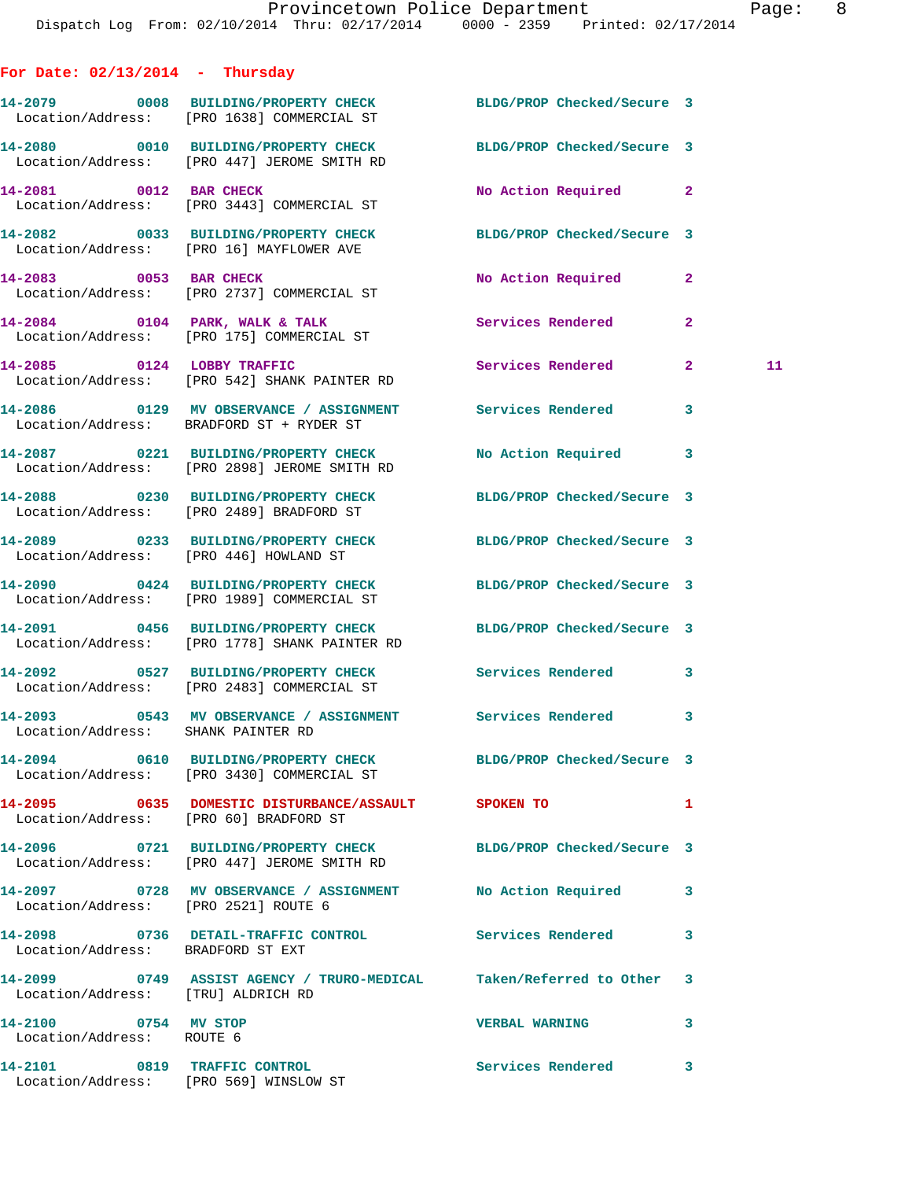## For Date: 02/13/2014 - Thursday

**14-2079** 0008 **BUILDING/PROPERTY CHECK** BLDG/PROP Checked/Secure 3
Location/Address: [PRO 1638] COMMERCIAL ST

**14-2080** 0010 **BUILDING/PROPERTY CHECK** BLDG/PROP Checked/Secure 3
Location/Address: [PRO 447] JEROME SMITH RD

**14-2081** 0012 **BAR CHECK** No Action Required 2
Location/Address: [PRO 3443] COMMERCIAL ST

**14-2082** 0033 **BUILDING/PROPERTY CHECK** BLDG/PROP Checked/Secure 3
Location/Address: [PRO 16] MAYFLOWER AVE

**14-2083** 0053 **BAR CHECK** No Action Required 2
Location/Address: [PRO 2737] COMMERCIAL ST

**14-2084** 0104 **PARK, WALK & TALK** Services Rendered 2
Location/Address: [PRO 175] COMMERCIAL ST

**14-2085** 0124 **LOBBY TRAFFIC** Services Rendered 2 11
Location/Address: [PRO 542] SHANK PAINTER RD

**14-2086** 0129 **MV OBSERVANCE / ASSIGNMENT** Services Rendered 3
Location/Address: BRADFORD ST + RYDER ST

**14-2087** 0221 **BUILDING/PROPERTY CHECK** No Action Required 3
Location/Address: [PRO 2898] JEROME SMITH RD

**14-2088** 0230 **BUILDING/PROPERTY CHECK** BLDG/PROP Checked/Secure 3
Location/Address: [PRO 2489] BRADFORD ST

**14-2089** 0233 **BUILDING/PROPERTY CHECK** BLDG/PROP Checked/Secure 3
Location/Address: [PRO 446] HOWLAND ST

**14-2090** 0424 **BUILDING/PROPERTY CHECK** BLDG/PROP Checked/Secure 3
Location/Address: [PRO 1989] COMMERCIAL ST

**14-2091** 0456 **BUILDING/PROPERTY CHECK** BLDG/PROP Checked/Secure 3
Location/Address: [PRO 1778] SHANK PAINTER RD

**14-2092** 0527 **BUILDING/PROPERTY CHECK** Services Rendered 3
Location/Address: [PRO 2483] COMMERCIAL ST

**14-2093** 0543 **MV OBSERVANCE / ASSIGNMENT** Services Rendered 3
Location/Address: SHANK PAINTER RD

**14-2094** 0610 **BUILDING/PROPERTY CHECK** BLDG/PROP Checked/Secure 3
Location/Address: [PRO 3430] COMMERCIAL ST

**14-2095** 0635 **DOMESTIC DISTURBANCE/ASSAULT** SPOKEN TO 1
Location/Address: [PRO 60] BRADFORD ST

**14-2096** 0721 **BUILDING/PROPERTY CHECK** BLDG/PROP Checked/Secure 3
Location/Address: [PRO 447] JEROME SMITH RD

**14-2097** 0728 **MV OBSERVANCE / ASSIGNMENT** No Action Required 3
Location/Address: [PRO 2521] ROUTE 6

**14-2098** 0736 **DETAIL-TRAFFIC CONTROL** Services Rendered 3
Location/Address: BRADFORD ST EXT

**14-2099** 0749 **ASSIST AGENCY / TRURO-MEDICAL** Taken/Referred to Other 3
Location/Address: [TRU] ALDRICH RD

**14-2100** 0754 **MV STOP** VERBAL WARNING 3
Location/Address: ROUTE 6

**14-2101** 0819 **TRAFFIC CONTROL** Services Rendered 3
Location/Address: [PRO 569] WINSLOW ST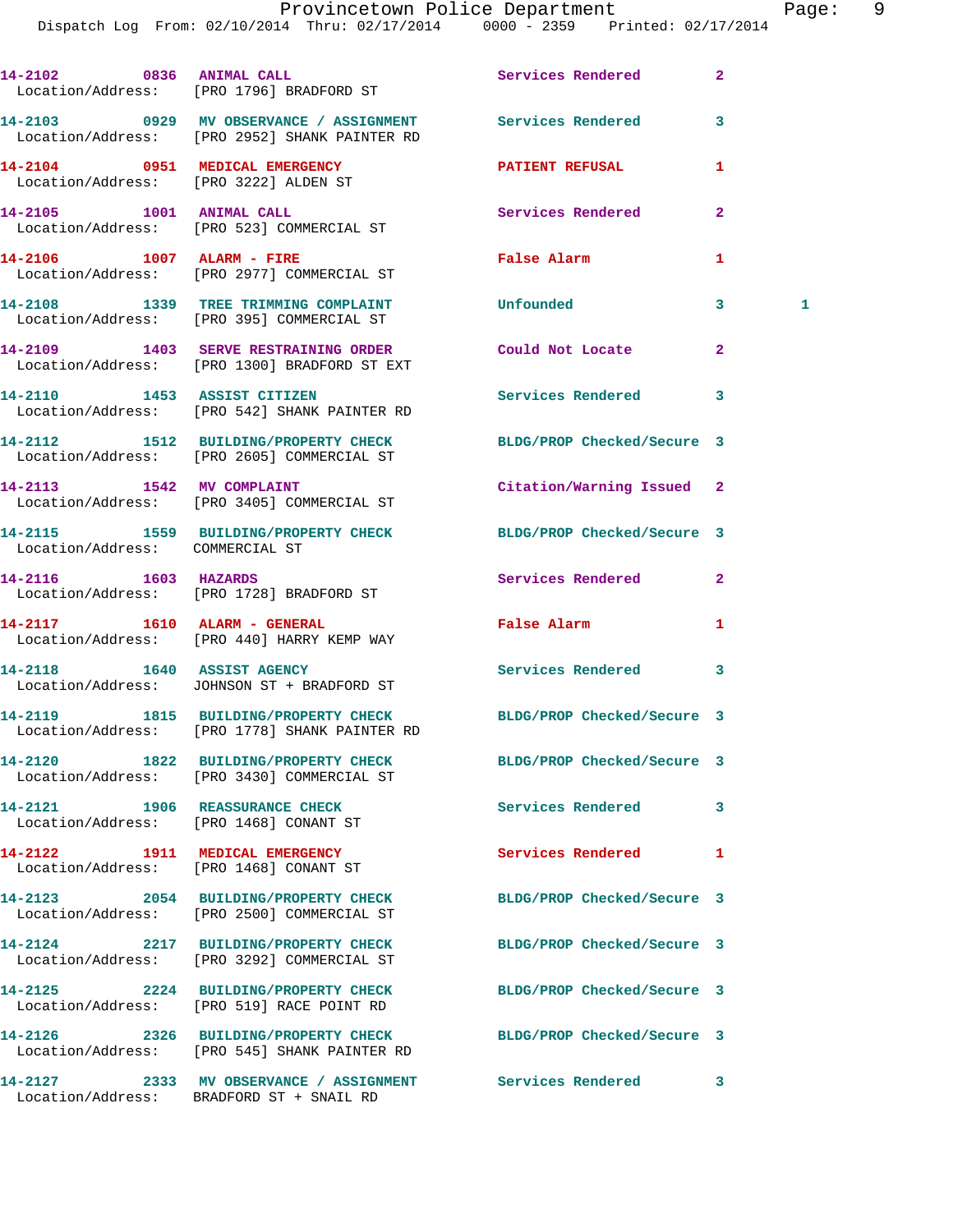| Call Number | Time | Call Reason | Action | Priority | |
|---|---|---|---|---|---|
| 14-2102 | 0836 | ANIMAL CALL | Services Rendered | 2 | |
| Location/Address: [PRO 1796] BRADFORD ST | | | | | |
| 14-2103 | 0929 | MV OBSERVANCE / ASSIGNMENT | Services Rendered | 3 | |
| Location/Address: [PRO 2952] SHANK PAINTER RD | | | | | |
| 14-2104 | 0951 | MEDICAL EMERGENCY | PATIENT REFUSAL | 1 | |
| Location/Address: [PRO 3222] ALDEN ST | | | | | |
| 14-2105 | 1001 | ANIMAL CALL | Services Rendered | 2 | |
| Location/Address: [PRO 523] COMMERCIAL ST | | | | | |
| 14-2106 | 1007 | ALARM - FIRE | False Alarm | 1 | |
| Location/Address: [PRO 2977] COMMERCIAL ST | | | | | |
| 14-2108 | 1339 | TREE TRIMMING COMPLAINT | Unfounded | 3 | 1 |
| Location/Address: [PRO 395] COMMERCIAL ST | | | | | |
| 14-2109 | 1403 | SERVE RESTRAINING ORDER | Could Not Locate | 2 | |
| Location/Address: [PRO 1300] BRADFORD ST EXT | | | | | |
| 14-2110 | 1453 | ASSIST CITIZEN | Services Rendered | 3 | |
| Location/Address: [PRO 542] SHANK PAINTER RD | | | | | |
| 14-2112 | 1512 | BUILDING/PROPERTY CHECK | BLDG/PROP Checked/Secure | 3 | |
| Location/Address: [PRO 2605] COMMERCIAL ST | | | | | |
| 14-2113 | 1542 | MV COMPLAINT | Citation/Warning Issued | 2 | |
| Location/Address: [PRO 3405] COMMERCIAL ST | | | | | |
| 14-2115 | 1559 | BUILDING/PROPERTY CHECK | BLDG/PROP Checked/Secure | 3 | |
| Location/Address: COMMERCIAL ST | | | | | |
| 14-2116 | 1603 | HAZARDS | Services Rendered | 2 | |
| Location/Address: [PRO 1728] BRADFORD ST | | | | | |
| 14-2117 | 1610 | ALARM - GENERAL | False Alarm | 1 | |
| Location/Address: [PRO 440] HARRY KEMP WAY | | | | | |
| 14-2118 | 1640 | ASSIST AGENCY | Services Rendered | 3 | |
| Location/Address: JOHNSON ST + BRADFORD ST | | | | | |
| 14-2119 | 1815 | BUILDING/PROPERTY CHECK | BLDG/PROP Checked/Secure | 3 | |
| Location/Address: [PRO 1778] SHANK PAINTER RD | | | | | |
| 14-2120 | 1822 | BUILDING/PROPERTY CHECK | BLDG/PROP Checked/Secure | 3 | |
| Location/Address: [PRO 3430] COMMERCIAL ST | | | | | |
| 14-2121 | 1906 | REASSURANCE CHECK | Services Rendered | 3 | |
| Location/Address: [PRO 1468] CONANT ST | | | | | |
| 14-2122 | 1911 | MEDICAL EMERGENCY | Services Rendered | 1 | |
| Location/Address: [PRO 1468] CONANT ST | | | | | |
| 14-2123 | 2054 | BUILDING/PROPERTY CHECK | BLDG/PROP Checked/Secure | 3 | |
| Location/Address: [PRO 2500] COMMERCIAL ST | | | | | |
| 14-2124 | 2217 | BUILDING/PROPERTY CHECK | BLDG/PROP Checked/Secure | 3 | |
| Location/Address: [PRO 3292] COMMERCIAL ST | | | | | |
| 14-2125 | 2224 | BUILDING/PROPERTY CHECK | BLDG/PROP Checked/Secure | 3 | |
| Location/Address: [PRO 519] RACE POINT RD | | | | | |
| 14-2126 | 2326 | BUILDING/PROPERTY CHECK | BLDG/PROP Checked/Secure | 3 | |
| Location/Address: [PRO 545] SHANK PAINTER RD | | | | | |
| 14-2127 | 2333 | MV OBSERVANCE / ASSIGNMENT | Services Rendered | 3 | |
| Location/Address: BRADFORD ST + SNAIL RD | | | | | |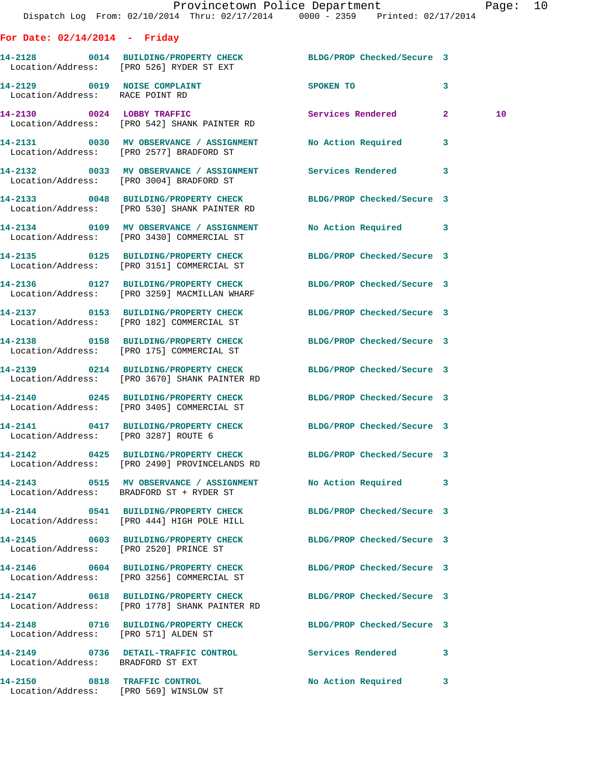**For Date: 02/14/2014 - Friday**

```
14-2128       0014  BUILDING/PROPERTY CHECK        BLDG/PROP Checked/Secure 3
  Location/Address:    [PRO 526] RYDER ST EXT

14-2129       0019  NOISE COMPLAINT                SPOKEN TO                3
  Location/Address:    RACE POINT RD

14-2130       0024  LOBBY TRAFFIC                  Services Rendered        2         10
  Location/Address:    [PRO 542] SHANK PAINTER RD

14-2131       0030  MV OBSERVANCE / ASSIGNMENT     No Action Required       3
  Location/Address:    [PRO 2577] BRADFORD ST

14-2132       0033  MV OBSERVANCE / ASSIGNMENT     Services Rendered        3
  Location/Address:    [PRO 3004] BRADFORD ST

14-2133       0048  BUILDING/PROPERTY CHECK        BLDG/PROP Checked/Secure 3
  Location/Address:    [PRO 530] SHANK PAINTER RD

14-2134       0109  MV OBSERVANCE / ASSIGNMENT     No Action Required       3
  Location/Address:    [PRO 3430] COMMERCIAL ST

14-2135       0125  BUILDING/PROPERTY CHECK        BLDG/PROP Checked/Secure 3
  Location/Address:    [PRO 3151] COMMERCIAL ST

14-2136       0127  BUILDING/PROPERTY CHECK        BLDG/PROP Checked/Secure 3
  Location/Address:    [PRO 3259] MACMILLAN WHARF

14-2137       0153  BUILDING/PROPERTY CHECK        BLDG/PROP Checked/Secure 3
  Location/Address:    [PRO 182] COMMERCIAL ST

14-2138       0158  BUILDING/PROPERTY CHECK        BLDG/PROP Checked/Secure 3
  Location/Address:    [PRO 175] COMMERCIAL ST

14-2139       0214  BUILDING/PROPERTY CHECK        BLDG/PROP Checked/Secure 3
  Location/Address:    [PRO 3670] SHANK PAINTER RD

14-2140       0245  BUILDING/PROPERTY CHECK        BLDG/PROP Checked/Secure 3
  Location/Address:    [PRO 3405] COMMERCIAL ST

14-2141       0417  BUILDING/PROPERTY CHECK        BLDG/PROP Checked/Secure 3
  Location/Address:    [PRO 3287] ROUTE 6

14-2142       0425  BUILDING/PROPERTY CHECK        BLDG/PROP Checked/Secure 3
  Location/Address:    [PRO 2490] PROVINCELANDS RD

14-2143       0515  MV OBSERVANCE / ASSIGNMENT     No Action Required       3
  Location/Address:    BRADFORD ST + RYDER ST

14-2144       0541  BUILDING/PROPERTY CHECK        BLDG/PROP Checked/Secure 3
  Location/Address:    [PRO 444] HIGH POLE HILL

14-2145       0603  BUILDING/PROPERTY CHECK        BLDG/PROP Checked/Secure 3
  Location/Address:    [PRO 2520] PRINCE ST

14-2146       0604  BUILDING/PROPERTY CHECK        BLDG/PROP Checked/Secure 3
  Location/Address:    [PRO 3256] COMMERCIAL ST

14-2147       0618  BUILDING/PROPERTY CHECK        BLDG/PROP Checked/Secure 3
  Location/Address:    [PRO 1778] SHANK PAINTER RD

14-2148       0716  BUILDING/PROPERTY CHECK        BLDG/PROP Checked/Secure 3
  Location/Address:    [PRO 571] ALDEN ST

14-2149       0736  DETAIL-TRAFFIC CONTROL         Services Rendered        3
  Location/Address:    BRADFORD ST EXT

14-2150       0818  TRAFFIC CONTROL                No Action Required       3
  Location/Address:    [PRO 569] WINSLOW ST
```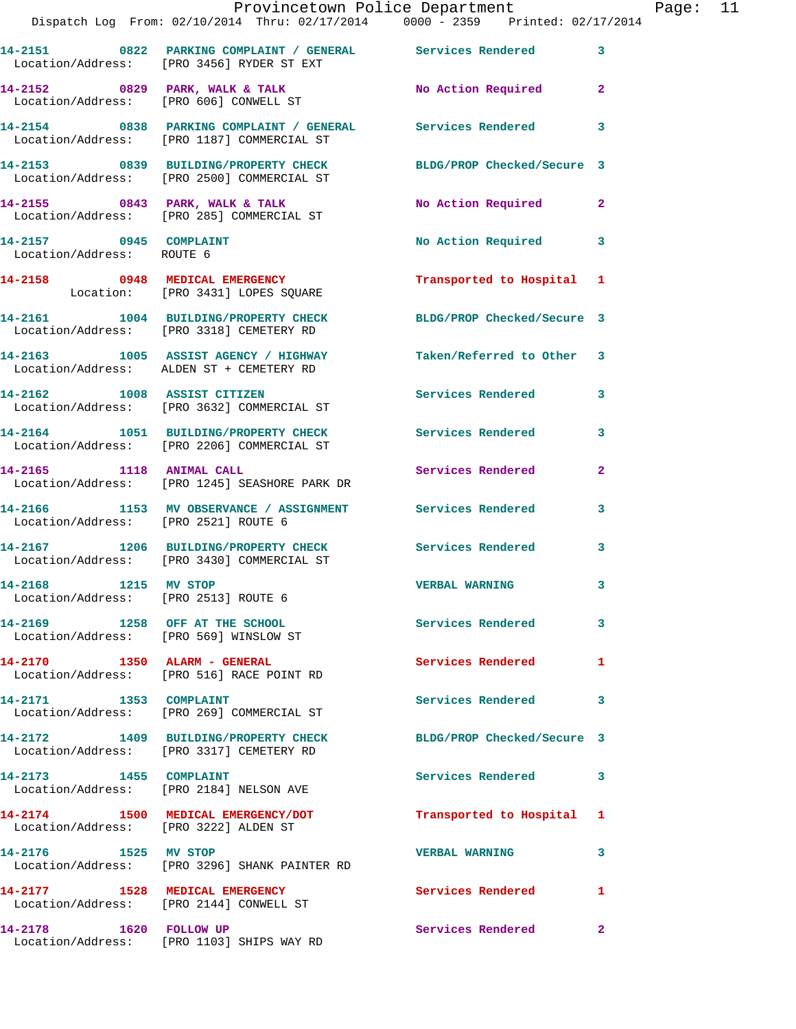| Call Number | Time | Call Reason | Action | Priority |
|---|---|---|---|---|
| 14-2151 | 0822 | PARKING COMPLAINT / GENERAL | Services Rendered | 3 |
| Location/Address: [PRO 3456] RYDER ST EXT | | | | |
| 14-2152 | 0829 | PARK, WALK & TALK | No Action Required | 2 |
| Location/Address: [PRO 606] CONWELL ST | | | | |
| 14-2154 | 0838 | PARKING COMPLAINT / GENERAL | Services Rendered | 3 |
| Location/Address: [PRO 1187] COMMERCIAL ST | | | | |
| 14-2153 | 0839 | BUILDING/PROPERTY CHECK | BLDG/PROP Checked/Secure | 3 |
| Location/Address: [PRO 2500] COMMERCIAL ST | | | | |
| 14-2155 | 0843 | PARK, WALK & TALK | No Action Required | 2 |
| Location/Address: [PRO 285] COMMERCIAL ST | | | | |
| 14-2157 | 0945 | COMPLAINT | No Action Required | 3 |
| Location/Address: ROUTE 6 | | | | |
| 14-2158 | 0948 | MEDICAL EMERGENCY | Transported to Hospital | 1 |
| Location: [PRO 3431] LOPES SQUARE | | | | |
| 14-2161 | 1004 | BUILDING/PROPERTY CHECK | BLDG/PROP Checked/Secure | 3 |
| Location/Address: [PRO 3318] CEMETERY RD | | | | |
| 14-2163 | 1005 | ASSIST AGENCY / HIGHWAY | Taken/Referred to Other | 3 |
| Location/Address: ALDEN ST + CEMETERY RD | | | | |
| 14-2162 | 1008 | ASSIST CITIZEN | Services Rendered | 3 |
| Location/Address: [PRO 3632] COMMERCIAL ST | | | | |
| 14-2164 | 1051 | BUILDING/PROPERTY CHECK | Services Rendered | 3 |
| Location/Address: [PRO 2206] COMMERCIAL ST | | | | |
| 14-2165 | 1118 | ANIMAL CALL | Services Rendered | 2 |
| Location/Address: [PRO 1245] SEASHORE PARK DR | | | | |
| 14-2166 | 1153 | MV OBSERVANCE / ASSIGNMENT | Services Rendered | 3 |
| Location/Address: [PRO 2521] ROUTE 6 | | | | |
| 14-2167 | 1206 | BUILDING/PROPERTY CHECK | Services Rendered | 3 |
| Location/Address: [PRO 3430] COMMERCIAL ST | | | | |
| 14-2168 | 1215 | MV STOP | VERBAL WARNING | 3 |
| Location/Address: [PRO 2513] ROUTE 6 | | | | |
| 14-2169 | 1258 | OFF AT THE SCHOOL | Services Rendered | 3 |
| Location/Address: [PRO 569] WINSLOW ST | | | | |
| 14-2170 | 1350 | ALARM - GENERAL | Services Rendered | 1 |
| Location/Address: [PRO 516] RACE POINT RD | | | | |
| 14-2171 | 1353 | COMPLAINT | Services Rendered | 3 |
| Location/Address: [PRO 269] COMMERCIAL ST | | | | |
| 14-2172 | 1409 | BUILDING/PROPERTY CHECK | BLDG/PROP Checked/Secure | 3 |
| Location/Address: [PRO 3317] CEMETERY RD | | | | |
| 14-2173 | 1455 | COMPLAINT | Services Rendered | 3 |
| Location/Address: [PRO 2184] NELSON AVE | | | | |
| 14-2174 | 1500 | MEDICAL EMERGENCY/DOT | Transported to Hospital | 1 |
| Location/Address: [PRO 3222] ALDEN ST | | | | |
| 14-2176 | 1525 | MV STOP | VERBAL WARNING | 3 |
| Location/Address: [PRO 3296] SHANK PAINTER RD | | | | |
| 14-2177 | 1528 | MEDICAL EMERGENCY | Services Rendered | 1 |
| Location/Address: [PRO 2144] CONWELL ST | | | | |
| 14-2178 | 1620 | FOLLOW UP | Services Rendered | 2 |
| Location/Address: [PRO 1103] SHIPS WAY RD | | | | |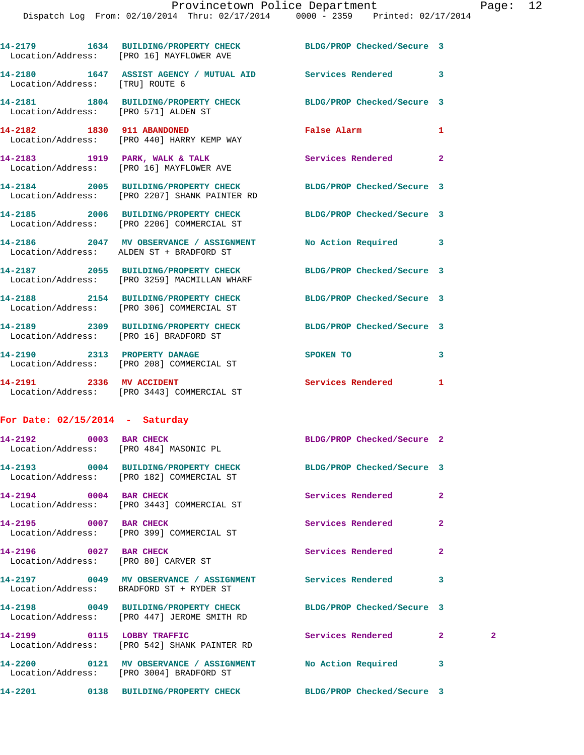14-2179 1634 BUILDING/PROPERTY CHECK BLDG/PROP Checked/Secure 3
Location/Address: [PRO 16] MAYFLOWER AVE

14-2180 1647 ASSIST AGENCY / MUTUAL AID Services Rendered 3
Location/Address: [TRU] ROUTE 6

14-2181 1804 BUILDING/PROPERTY CHECK BLDG/PROP Checked/Secure 3
Location/Address: [PRO 571] ALDEN ST

14-2182 1830 911 ABANDONED False Alarm 1
Location/Address: [PRO 440] HARRY KEMP WAY

14-2183 1919 PARK, WALK & TALK Services Rendered 2
Location/Address: [PRO 16] MAYFLOWER AVE

14-2184 2005 BUILDING/PROPERTY CHECK BLDG/PROP Checked/Secure 3
Location/Address: [PRO 2207] SHANK PAINTER RD

14-2185 2006 BUILDING/PROPERTY CHECK BLDG/PROP Checked/Secure 3
Location/Address: [PRO 2206] COMMERCIAL ST

14-2186 2047 MV OBSERVANCE / ASSIGNMENT No Action Required 3
Location/Address: ALDEN ST + BRADFORD ST

14-2187 2055 BUILDING/PROPERTY CHECK BLDG/PROP Checked/Secure 3
Location/Address: [PRO 3259] MACMILLAN WHARF

14-2188 2154 BUILDING/PROPERTY CHECK BLDG/PROP Checked/Secure 3
Location/Address: [PRO 306] COMMERCIAL ST

14-2189 2309 BUILDING/PROPERTY CHECK BLDG/PROP Checked/Secure 3
Location/Address: [PRO 16] BRADFORD ST

14-2190 2313 PROPERTY DAMAGE SPOKEN TO 3
Location/Address: [PRO 208] COMMERCIAL ST

14-2191 2336 MV ACCIDENT Services Rendered 1
Location/Address: [PRO 3443] COMMERCIAL ST

**For Date: 02/15/2014 - Saturday**

14-2192 0003 BAR CHECK BLDG/PROP Checked/Secure 2
Location/Address: [PRO 484] MASONIC PL

14-2193 0004 BUILDING/PROPERTY CHECK BLDG/PROP Checked/Secure 3
Location/Address: [PRO 182] COMMERCIAL ST

14-2194 0004 BAR CHECK Services Rendered 2
Location/Address: [PRO 3443] COMMERCIAL ST

14-2195 0007 BAR CHECK Services Rendered 2
Location/Address: [PRO 399] COMMERCIAL ST

14-2196 0027 BAR CHECK Services Rendered 2
Location/Address: [PRO 80] CARVER ST

14-2197 0049 MV OBSERVANCE / ASSIGNMENT Services Rendered 3
Location/Address: BRADFORD ST + RYDER ST

14-2198 0049 BUILDING/PROPERTY CHECK BLDG/PROP Checked/Secure 3
Location/Address: [PRO 447] JEROME SMITH RD

14-2199 0115 LOBBY TRAFFIC Services Rendered 2 2
Location/Address: [PRO 542] SHANK PAINTER RD

14-2200 0121 MV OBSERVANCE / ASSIGNMENT No Action Required 3
Location/Address: [PRO 3004] BRADFORD ST

14-2201 0138 BUILDING/PROPERTY CHECK BLDG/PROP Checked/Secure 3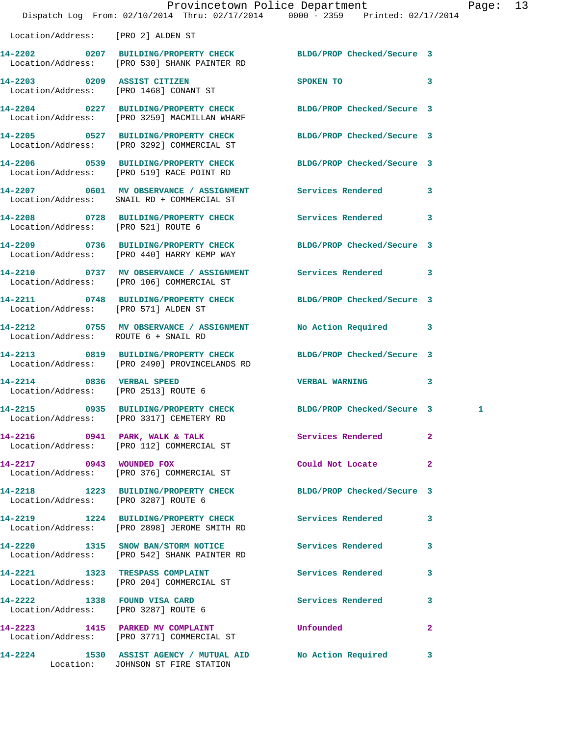Location/Address: [PRO 2] ALDEN ST

| Call # | Time | Call Reason | Action | Priority | |
|---|---|---|---|---|---|
| 14-2202 | 0207 | BUILDING/PROPERTY CHECK | BLDG/PROP Checked/Secure | 3 | |
| | | Location/Address: [PRO 530] SHANK PAINTER RD | | | |
| 14-2203 | 0209 | ASSIST CITIZEN | SPOKEN TO | 3 | |
| | | Location/Address: [PRO 1468] CONANT ST | | | |
| 14-2204 | 0227 | BUILDING/PROPERTY CHECK | BLDG/PROP Checked/Secure | 3 | |
| | | Location/Address: [PRO 3259] MACMILLAN WHARF | | | |
| 14-2205 | 0527 | BUILDING/PROPERTY CHECK | BLDG/PROP Checked/Secure | 3 | |
| | | Location/Address: [PRO 3292] COMMERCIAL ST | | | |
| 14-2206 | 0539 | BUILDING/PROPERTY CHECK | BLDG/PROP Checked/Secure | 3 | |
| | | Location/Address: [PRO 519] RACE POINT RD | | | |
| 14-2207 | 0601 | MV OBSERVANCE / ASSIGNMENT | Services Rendered | 3 | |
| | | Location/Address: SNAIL RD + COMMERCIAL ST | | | |
| 14-2208 | 0728 | BUILDING/PROPERTY CHECK | Services Rendered | 3 | |
| | | Location/Address: [PRO 521] ROUTE 6 | | | |
| 14-2209 | 0736 | BUILDING/PROPERTY CHECK | BLDG/PROP Checked/Secure | 3 | |
| | | Location/Address: [PRO 440] HARRY KEMP WAY | | | |
| 14-2210 | 0737 | MV OBSERVANCE / ASSIGNMENT | Services Rendered | 3 | |
| | | Location/Address: [PRO 106] COMMERCIAL ST | | | |
| 14-2211 | 0748 | BUILDING/PROPERTY CHECK | BLDG/PROP Checked/Secure | 3 | |
| | | Location/Address: [PRO 571] ALDEN ST | | | |
| 14-2212 | 0755 | MV OBSERVANCE / ASSIGNMENT | No Action Required | 3 | |
| | | Location/Address: ROUTE 6 + SNAIL RD | | | |
| 14-2213 | 0819 | BUILDING/PROPERTY CHECK | BLDG/PROP Checked/Secure | 3 | |
| | | Location/Address: [PRO 2490] PROVINCELANDS RD | | | |
| 14-2214 | 0836 | VERBAL SPEED | VERBAL WARNING | 3 | |
| | | Location/Address: [PRO 2513] ROUTE 6 | | | |
| 14-2215 | 0935 | BUILDING/PROPERTY CHECK | BLDG/PROP Checked/Secure | 3 | 1 |
| | | Location/Address: [PRO 3317] CEMETERY RD | | | |
| 14-2216 | 0941 | PARK, WALK & TALK | Services Rendered | 2 | |
| | | Location/Address: [PRO 112] COMMERCIAL ST | | | |
| 14-2217 | 0943 | WOUNDED FOX | Could Not Locate | 2 | |
| | | Location/Address: [PRO 376] COMMERCIAL ST | | | |
| 14-2218 | 1223 | BUILDING/PROPERTY CHECK | BLDG/PROP Checked/Secure | 3 | |
| | | Location/Address: [PRO 3287] ROUTE 6 | | | |
| 14-2219 | 1224 | BUILDING/PROPERTY CHECK | Services Rendered | 3 | |
| | | Location/Address: [PRO 2898] JEROME SMITH RD | | | |
| 14-2220 | 1315 | SNOW BAN/STORM NOTICE | Services Rendered | 3 | |
| | | Location/Address: [PRO 542] SHANK PAINTER RD | | | |
| 14-2221 | 1323 | TRESPASS COMPLAINT | Services Rendered | 3 | |
| | | Location/Address: [PRO 204] COMMERCIAL ST | | | |
| 14-2222 | 1338 | FOUND VISA CARD | Services Rendered | 3 | |
| | | Location/Address: [PRO 3287] ROUTE 6 | | | |
| 14-2223 | 1415 | PARKED MV COMPLAINT | Unfounded | 2 | |
| | | Location/Address: [PRO 3771] COMMERCIAL ST | | | |
| 14-2224 | 1530 | ASSIST AGENCY / MUTUAL AID | No Action Required | 3 | |
| | | Location: JOHNSON ST FIRE STATION | | | |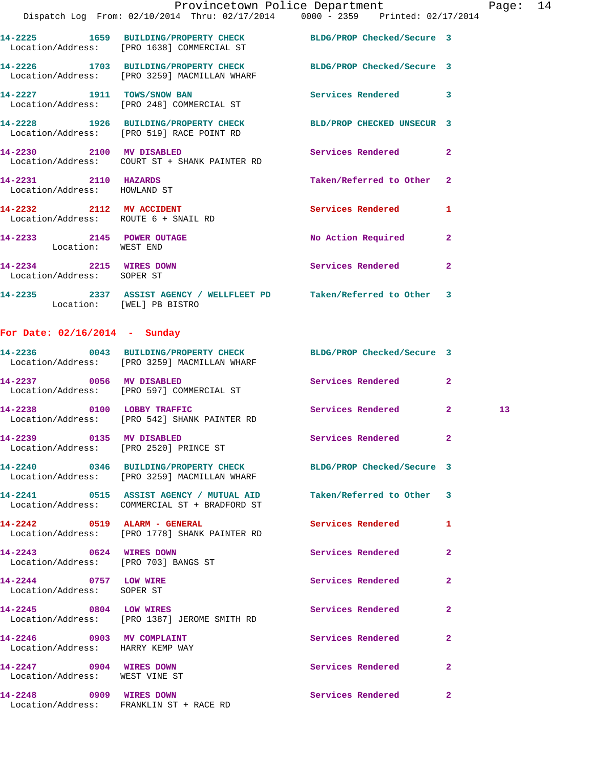14-2225 1659 BUILDING/PROPERTY CHECK BLDG/PROP Checked/Secure 3
Location/Address: [PRO 1638] COMMERCIAL ST

14-2226 1703 BUILDING/PROPERTY CHECK BLDG/PROP Checked/Secure 3
Location/Address: [PRO 3259] MACMILLAN WHARF

14-2227 1911 TOWS/SNOW BAN Services Rendered 3
Location/Address: [PRO 248] COMMERCIAL ST

14-2228 1926 BUILDING/PROPERTY CHECK BLD/PROP CHECKED UNSECUR 3
Location/Address: [PRO 519] RACE POINT RD

14-2230 2100 MV DISABLED Services Rendered 2
Location/Address: COURT ST + SHANK PAINTER RD

14-2231 2110 HAZARDS Taken/Referred to Other 2
Location/Address: HOWLAND ST

14-2232 2112 MV ACCIDENT Services Rendered 1
Location/Address: ROUTE 6 + SNAIL RD

14-2233 2145 POWER OUTAGE No Action Required 2
Location: WEST END

14-2234 2215 WIRES DOWN Services Rendered 2
Location/Address: SOPER ST

14-2235 2337 ASSIST AGENCY / WELLFLEET PD Taken/Referred to Other 3
Location: [WEL] PB BISTRO

## For Date: 02/16/2014 - Sunday

14-2236 0043 BUILDING/PROPERTY CHECK BLDG/PROP Checked/Secure 3
Location/Address: [PRO 3259] MACMILLAN WHARF

14-2237 0056 MV DISABLED Services Rendered 2
Location/Address: [PRO 597] COMMERCIAL ST

14-2238 0100 LOBBY TRAFFIC Services Rendered 2 13
Location/Address: [PRO 542] SHANK PAINTER RD

14-2239 0135 MV DISABLED Services Rendered 2
Location/Address: [PRO 2520] PRINCE ST

14-2240 0346 BUILDING/PROPERTY CHECK BLDG/PROP Checked/Secure 3
Location/Address: [PRO 3259] MACMILLAN WHARF

14-2241 0515 ASSIST AGENCY / MUTUAL AID Taken/Referred to Other 3
Location/Address: COMMERCIAL ST + BRADFORD ST

14-2242 0519 ALARM - GENERAL Services Rendered 1
Location/Address: [PRO 1778] SHANK PAINTER RD

14-2243 0624 WIRES DOWN Services Rendered 2
Location/Address: [PRO 703] BANGS ST

14-2244 0757 LOW WIRE Services Rendered 2
Location/Address: SOPER ST

14-2245 0804 LOW WIRES Services Rendered 2
Location/Address: [PRO 1387] JEROME SMITH RD

14-2246 0903 MV COMPLAINT Services Rendered 2
Location/Address: HARRY KEMP WAY

14-2247 0904 WIRES DOWN Services Rendered 2
Location/Address: WEST VINE ST

14-2248 0909 WIRES DOWN Services Rendered 2
Location/Address: FRANKLIN ST + RACE RD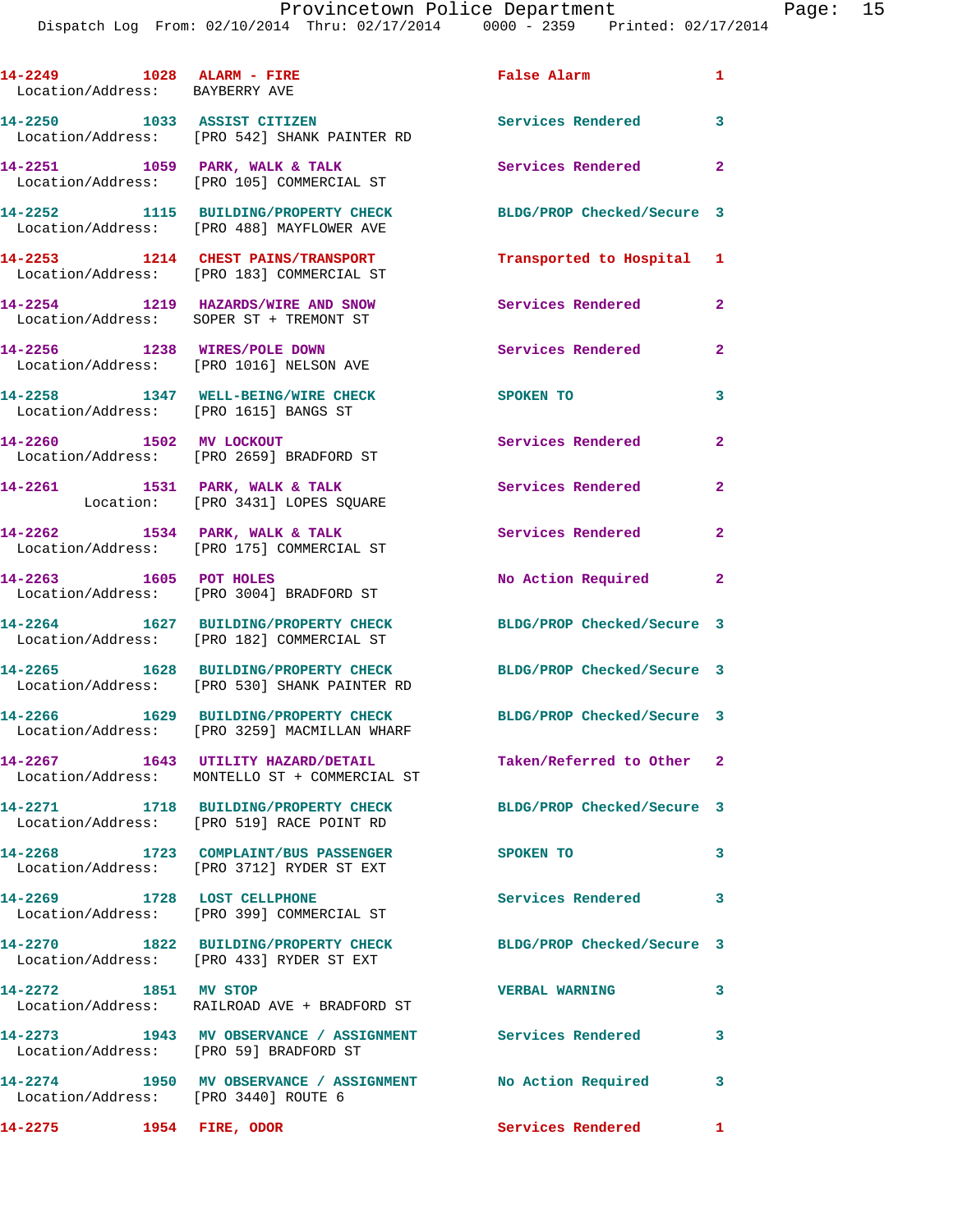14-2249 1028 ALARM - FIRE False Alarm 1
Location/Address: BAYBERRY AVE

14-2250 1033 ASSIST CITIZEN Services Rendered 3
Location/Address: [PRO 542] SHANK PAINTER RD

14-2251 1059 PARK, WALK & TALK Services Rendered 2
Location/Address: [PRO 105] COMMERCIAL ST

14-2252 1115 BUILDING/PROPERTY CHECK BLDG/PROP Checked/Secure 3
Location/Address: [PRO 488] MAYFLOWER AVE

14-2253 1214 CHEST PAINS/TRANSPORT Transported to Hospital 1
Location/Address: [PRO 183] COMMERCIAL ST

14-2254 1219 HAZARDS/WIRE AND SNOW Services Rendered 2
Location/Address: SOPER ST + TREMONT ST

14-2256 1238 WIRES/POLE DOWN Services Rendered 2
Location/Address: [PRO 1016] NELSON AVE

14-2258 1347 WELL-BEING/WIRE CHECK SPOKEN TO 3
Location/Address: [PRO 1615] BANGS ST

14-2260 1502 MV LOCKOUT Services Rendered 2
Location/Address: [PRO 2659] BRADFORD ST

14-2261 1531 PARK, WALK & TALK Services Rendered 2
Location: [PRO 3431] LOPES SQUARE

14-2262 1534 PARK, WALK & TALK Services Rendered 2
Location/Address: [PRO 175] COMMERCIAL ST

14-2263 1605 POT HOLES No Action Required 2
Location/Address: [PRO 3004] BRADFORD ST

14-2264 1627 BUILDING/PROPERTY CHECK BLDG/PROP Checked/Secure 3
Location/Address: [PRO 182] COMMERCIAL ST

14-2265 1628 BUILDING/PROPERTY CHECK BLDG/PROP Checked/Secure 3
Location/Address: [PRO 530] SHANK PAINTER RD

14-2266 1629 BUILDING/PROPERTY CHECK BLDG/PROP Checked/Secure 3
Location/Address: [PRO 3259] MACMILLAN WHARF

14-2267 1643 UTILITY HAZARD/DETAIL Taken/Referred to Other 2
Location/Address: MONTELLO ST + COMMERCIAL ST

14-2271 1718 BUILDING/PROPERTY CHECK BLDG/PROP Checked/Secure 3
Location/Address: [PRO 519] RACE POINT RD

14-2268 1723 COMPLAINT/BUS PASSENGER SPOKEN TO 3
Location/Address: [PRO 3712] RYDER ST EXT

14-2269 1728 LOST CELLPHONE Services Rendered 3
Location/Address: [PRO 399] COMMERCIAL ST

14-2270 1822 BUILDING/PROPERTY CHECK BLDG/PROP Checked/Secure 3
Location/Address: [PRO 433] RYDER ST EXT

14-2272 1851 MV STOP VERBAL WARNING 3
Location/Address: RAILROAD AVE + BRADFORD ST

14-2273 1943 MV OBSERVANCE / ASSIGNMENT Services Rendered 3
Location/Address: [PRO 59] BRADFORD ST

14-2274 1950 MV OBSERVANCE / ASSIGNMENT No Action Required 3
Location/Address: [PRO 3440] ROUTE 6

14-2275 1954 FIRE, ODOR Services Rendered 1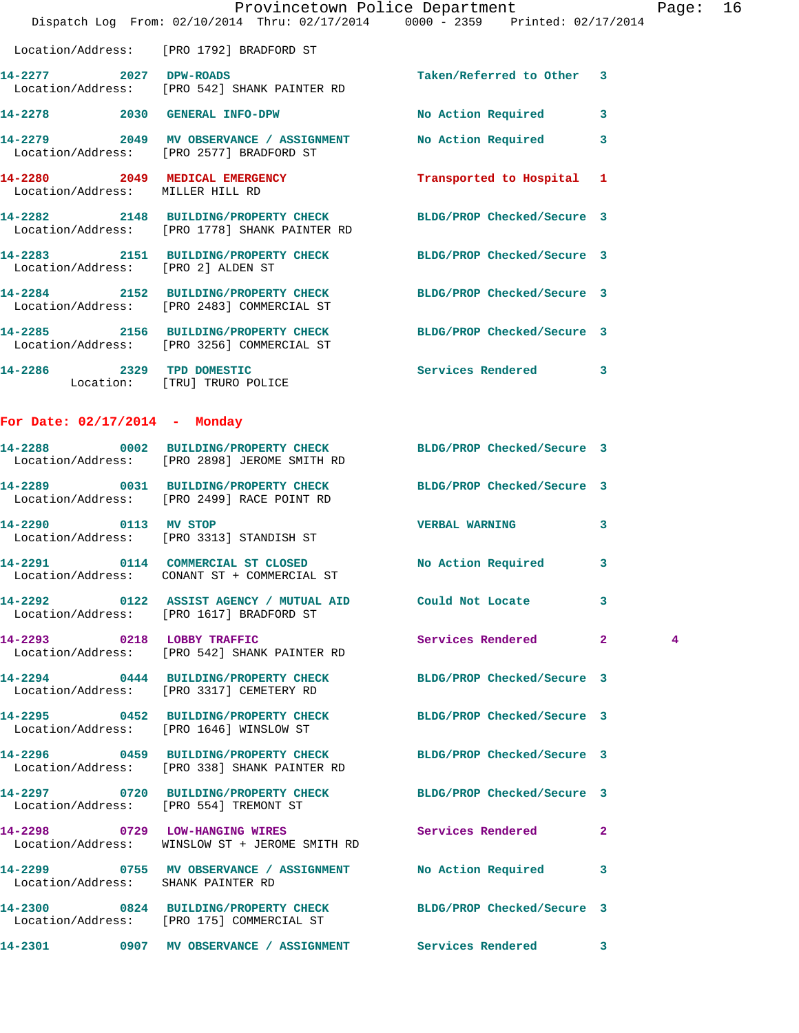Location/Address: [PRO 1792] BRADFORD ST

**14-2277** 2027 **DPW-ROADS** Taken/Referred to Other 3
Location/Address: [PRO 542] SHANK PAINTER RD

**14-2278** 2030 **GENERAL INFO-DPW** No Action Required 3

**14-2279** 2049 **MV OBSERVANCE / ASSIGNMENT** No Action Required 3
Location/Address: [PRO 2577] BRADFORD ST

**14-2280** 2049 **MEDICAL EMERGENCY** Transported to Hospital 1
Location/Address: MILLER HILL RD

**14-2282** 2148 **BUILDING/PROPERTY CHECK** BLDG/PROP Checked/Secure 3
Location/Address: [PRO 1778] SHANK PAINTER RD

**14-2283** 2151 **BUILDING/PROPERTY CHECK** BLDG/PROP Checked/Secure 3
Location/Address: [PRO 2] ALDEN ST

**14-2284** 2152 **BUILDING/PROPERTY CHECK** BLDG/PROP Checked/Secure 3
Location/Address: [PRO 2483] COMMERCIAL ST

**14-2285** 2156 **BUILDING/PROPERTY CHECK** BLDG/PROP Checked/Secure 3
Location/Address: [PRO 3256] COMMERCIAL ST

**14-2286** 2329 **TPD DOMESTIC** Services Rendered 3
Location: [TRU] TRURO POLICE

## For Date: 02/17/2014 - Monday

**14-2288** 0002 **BUILDING/PROPERTY CHECK** BLDG/PROP Checked/Secure 3
Location/Address: [PRO 2898] JEROME SMITH RD

**14-2289** 0031 **BUILDING/PROPERTY CHECK** BLDG/PROP Checked/Secure 3
Location/Address: [PRO 2499] RACE POINT RD

**14-2290** 0113 **MV STOP** VERBAL WARNING 3
Location/Address: [PRO 3313] STANDISH ST

**14-2291** 0114 **COMMERCIAL ST CLOSED** No Action Required 3
Location/Address: CONANT ST + COMMERCIAL ST

**14-2292** 0122 **ASSIST AGENCY / MUTUAL AID** Could Not Locate 3
Location/Address: [PRO 1617] BRADFORD ST

**14-2293** 0218 **LOBBY TRAFFIC** Services Rendered 2 4
Location/Address: [PRO 542] SHANK PAINTER RD

**14-2294** 0444 **BUILDING/PROPERTY CHECK** BLDG/PROP Checked/Secure 3
Location/Address: [PRO 3317] CEMETERY RD

**14-2295** 0452 **BUILDING/PROPERTY CHECK** BLDG/PROP Checked/Secure 3
Location/Address: [PRO 1646] WINSLOW ST

**14-2296** 0459 **BUILDING/PROPERTY CHECK** BLDG/PROP Checked/Secure 3
Location/Address: [PRO 338] SHANK PAINTER RD

**14-2297** 0720 **BUILDING/PROPERTY CHECK** BLDG/PROP Checked/Secure 3
Location/Address: [PRO 554] TREMONT ST

**14-2298** 0729 **LOW-HANGING WIRES** Services Rendered 2
Location/Address: WINSLOW ST + JEROME SMITH RD

**14-2299** 0755 **MV OBSERVANCE / ASSIGNMENT** No Action Required 3
Location/Address: SHANK PAINTER RD

**14-2300** 0824 **BUILDING/PROPERTY CHECK** BLDG/PROP Checked/Secure 3
Location/Address: [PRO 175] COMMERCIAL ST

**14-2301** 0907 **MV OBSERVANCE / ASSIGNMENT** Services Rendered 3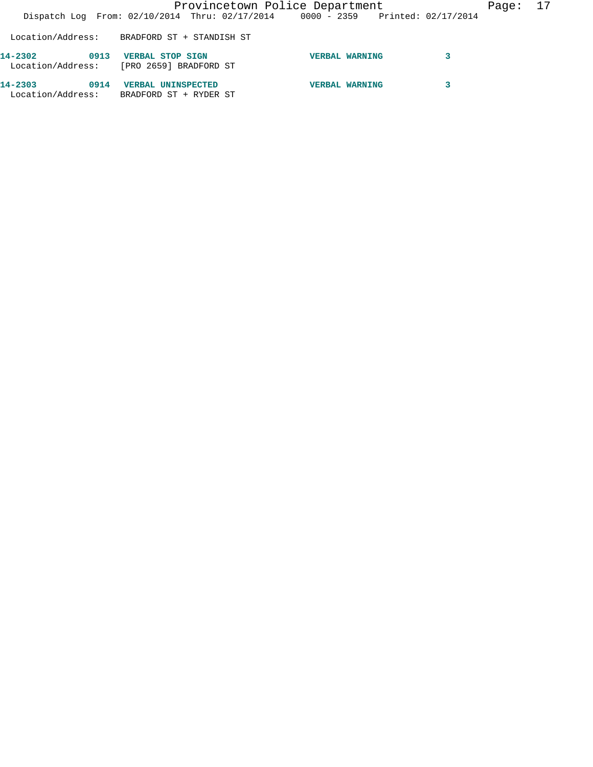Location/Address: BRADFORD ST + STANDISH ST

**14-2302 0913 VERBAL STOP SIGN VERBAL WARNING 3**
Location/Address: [PRO 2659] BRADFORD ST

**14-2303 0914 VERBAL UNINSPECTED VERBAL WARNING 3**
Location/Address: BRADFORD ST + RYDER ST